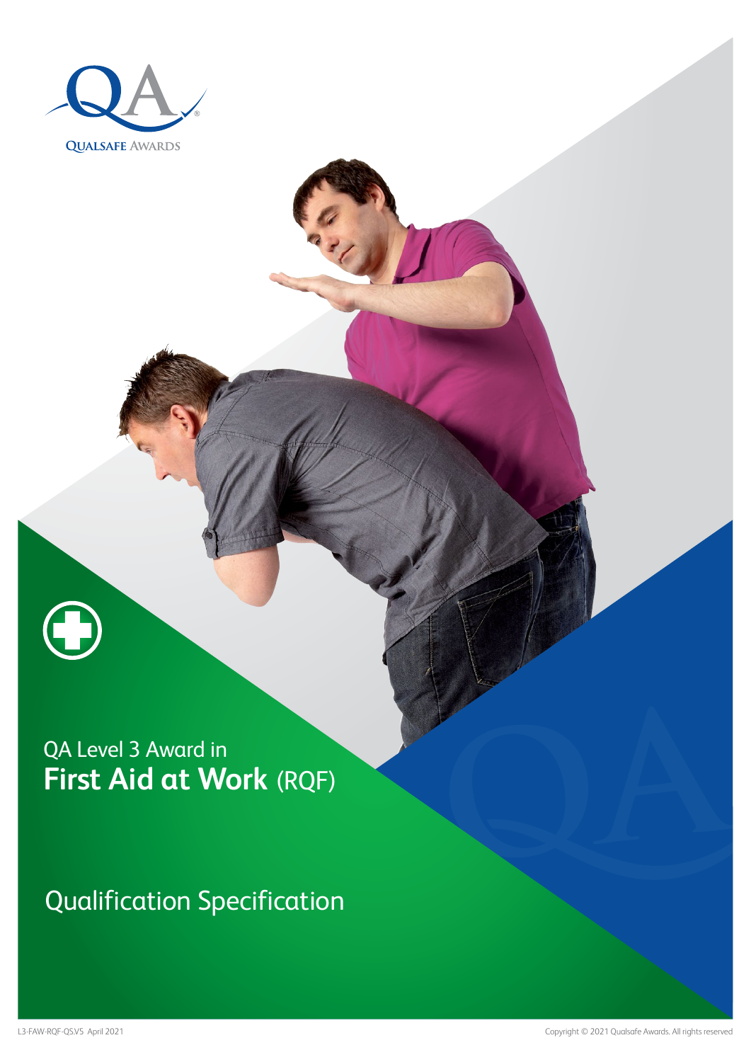QUALSAFE AWARDS

QA Level 3 Award in

# First Aid at Work (RQF)

## Qualification Specification

L3-FAW-RQF-QS.V5 April 2021

Copyright © 2021 Qualsafe Awards. All rights reserved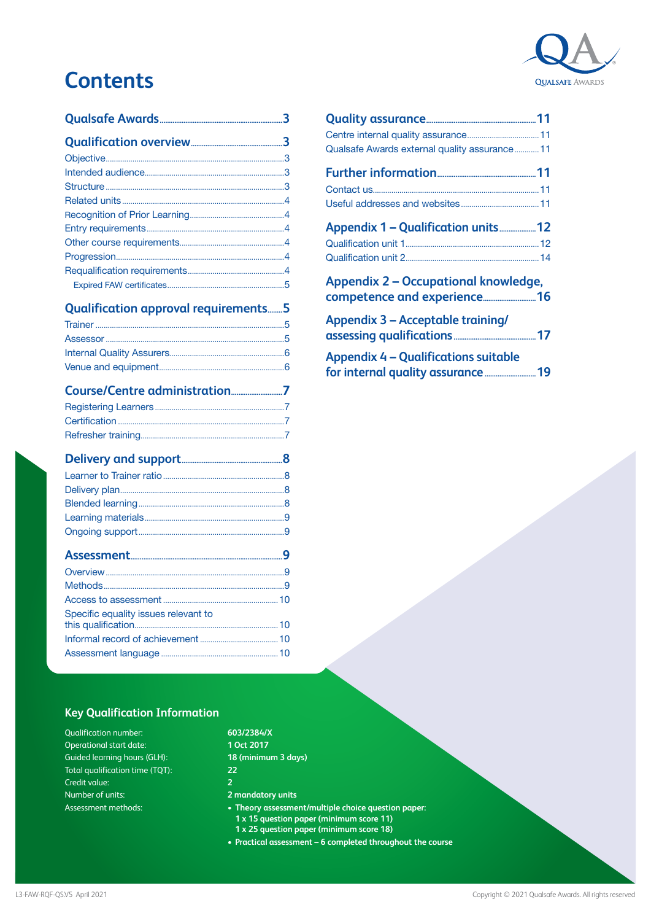# Contents

**Qualsafe Awards** ... 3

**Qualification overview** ... 3

- Objective ... 3
- Intended audience ... 3
- Structure ... 3
- Related units ... 4
- Recognition of Prior Learning ... 4
- Entry requirements ... 4
- Other course requirements ... 4
- Progression ... 4
- Requalification requirements ... 4
  - Expired FAW certificates ... 5

**Qualification approval requirements** ... 5

- Trainer ... 5
- Assessor ... 5
- Internal Quality Assurers ... 6
- Venue and equipment ... 6

**Course/Centre administration** ... 7

- Registering Learners ... 7
- Certification ... 7
- Refresher training ... 7

**Delivery and support** ... 8

- Learner to Trainer ratio ... 8
- Delivery plan ... 8
- Blended learning ... 8
- Learning materials ... 9
- Ongoing support ... 9

**Assessment** ... 9

- Overview ... 9
- Methods ... 9
- Access to assessment ... 10
- Specific equality issues relevant to this qualification ... 10
- Informal record of achievement ... 10
- Assessment language ... 10

**Quality assurance** ... 11

- Centre internal quality assurance ... 11
- Qualsafe Awards external quality assurance ... 11

**Further information** ... 11

- Contact us ... 11
- Useful addresses and websites ... 11

**Appendix 1 – Qualification units** ... 12

- Qualification unit 1 ... 12
- Qualification unit 2 ... 14

**Appendix 2 – Occupational knowledge, competence and experience** ... 16

**Appendix 3 – Acceptable training/assessing qualifications** ... 17

**Appendix 4 – Qualifications suitable for internal quality assurance** ... 19

## Key Qualification Information

| | |
|---|---|
| Qualification number: | **603/2384/X** |
| Operational start date: | **1 Oct 2017** |
| Guided learning hours (GLH): | **18 (minimum 3 days)** |
| Total qualification time (TQT): | **22** |
| Credit value: | **2** |
| Number of units: | **2 mandatory units** |
| Assessment methods: | **• Theory assessment/multiple choice question paper: 1 x 15 question paper (minimum score 11) 1 x 25 question paper (minimum score 18)** <br> **• Practical assessment – 6 completed throughout the course** |

L3-FAW-RQF-QS.V5 April 2021

Copyright © 2021 Qualsafe Awards. All rights reserved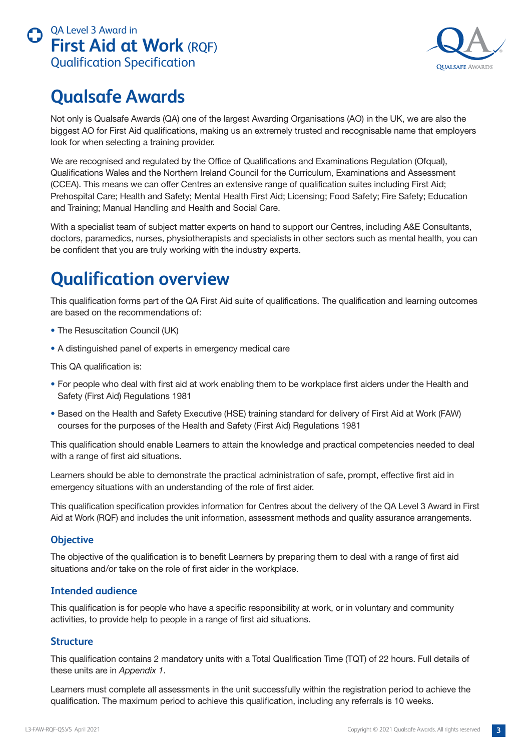# Qualsafe Awards

Not only is Qualsafe Awards (QA) one of the largest Awarding Organisations (AO) in the UK, we are also the biggest AO for First Aid qualifications, making us an extremely trusted and recognisable name that employers look for when selecting a training provider.

We are recognised and regulated by the Office of Qualifications and Examinations Regulation (Ofqual), Qualifications Wales and the Northern Ireland Council for the Curriculum, Examinations and Assessment (CCEA). This means we can offer Centres an extensive range of qualification suites including First Aid; Prehospital Care; Health and Safety; Mental Health First Aid; Licensing; Food Safety; Fire Safety; Education and Training; Manual Handling and Health and Social Care.

With a specialist team of subject matter experts on hand to support our Centres, including A&E Consultants, doctors, paramedics, nurses, physiotherapists and specialists in other sectors such as mental health, you can be confident that you are truly working with the industry experts.

# Qualification overview

This qualification forms part of the QA First Aid suite of qualifications. The qualification and learning outcomes are based on the recommendations of:

- The Resuscitation Council (UK)
- A distinguished panel of experts in emergency medical care

This QA qualification is:

- For people who deal with first aid at work enabling them to be workplace first aiders under the Health and Safety (First Aid) Regulations 1981
- Based on the Health and Safety Executive (HSE) training standard for delivery of First Aid at Work (FAW) courses for the purposes of the Health and Safety (First Aid) Regulations 1981

This qualification should enable Learners to attain the knowledge and practical competencies needed to deal with a range of first aid situations.

Learners should be able to demonstrate the practical administration of safe, prompt, effective first aid in emergency situations with an understanding of the role of first aider.

This qualification specification provides information for Centres about the delivery of the QA Level 3 Award in First Aid at Work (RQF) and includes the unit information, assessment methods and quality assurance arrangements.

### Objective

The objective of the qualification is to benefit Learners by preparing them to deal with a range of first aid situations and/or take on the role of first aider in the workplace.

### Intended audience

This qualification is for people who have a specific responsibility at work, or in voluntary and community activities, to provide help to people in a range of first aid situations.

### Structure

This qualification contains 2 mandatory units with a Total Qualification Time (TQT) of 22 hours. Full details of these units are in *Appendix 1*.

Learners must complete all assessments in the unit successfully within the registration period to achieve the qualification. The maximum period to achieve this qualification, including any referrals is 10 weeks.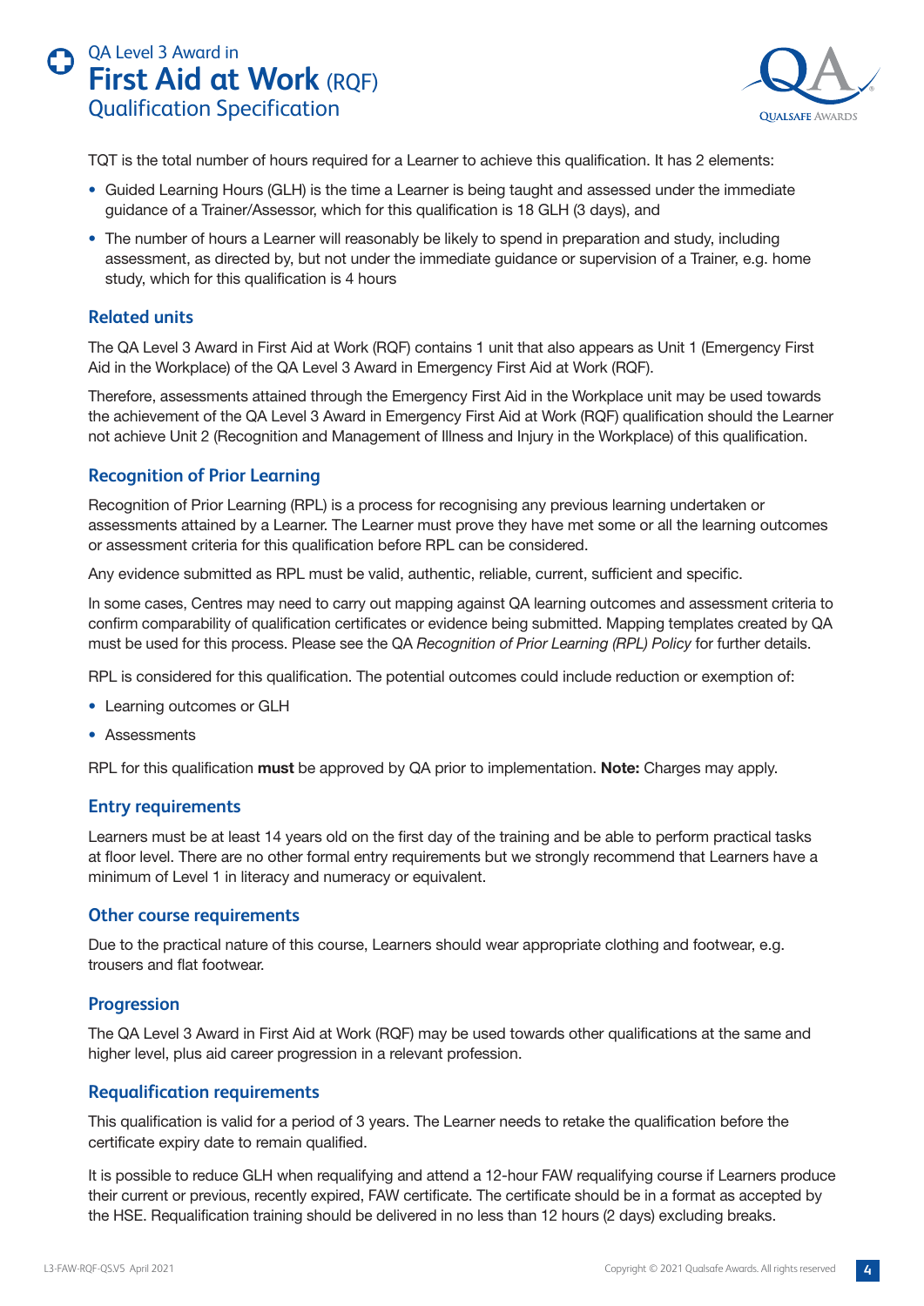TQT is the total number of hours required for a Learner to achieve this qualification. It has 2 elements:

- Guided Learning Hours (GLH) is the time a Learner is being taught and assessed under the immediate guidance of a Trainer/Assessor, which for this qualification is 18 GLH (3 days), and
- The number of hours a Learner will reasonably be likely to spend in preparation and study, including assessment, as directed by, but not under the immediate guidance or supervision of a Trainer, e.g. home study, which for this qualification is 4 hours

## Related units

The QA Level 3 Award in First Aid at Work (RQF) contains 1 unit that also appears as Unit 1 (Emergency First Aid in the Workplace) of the QA Level 3 Award in Emergency First Aid at Work (RQF).

Therefore, assessments attained through the Emergency First Aid in the Workplace unit may be used towards the achievement of the QA Level 3 Award in Emergency First Aid at Work (RQF) qualification should the Learner not achieve Unit 2 (Recognition and Management of Illness and Injury in the Workplace) of this qualification.

## Recognition of Prior Learning

Recognition of Prior Learning (RPL) is a process for recognising any previous learning undertaken or assessments attained by a Learner. The Learner must prove they have met some or all the learning outcomes or assessment criteria for this qualification before RPL can be considered.

Any evidence submitted as RPL must be valid, authentic, reliable, current, sufficient and specific.

In some cases, Centres may need to carry out mapping against QA learning outcomes and assessment criteria to confirm comparability of qualification certificates or evidence being submitted. Mapping templates created by QA must be used for this process. Please see the QA *Recognition of Prior Learning (RPL) Policy* for further details.

RPL is considered for this qualification. The potential outcomes could include reduction or exemption of:

- Learning outcomes or GLH
- Assessments

RPL for this qualification **must** be approved by QA prior to implementation. **Note:** Charges may apply.

## Entry requirements

Learners must be at least 14 years old on the first day of the training and be able to perform practical tasks at floor level. There are no other formal entry requirements but we strongly recommend that Learners have a minimum of Level 1 in literacy and numeracy or equivalent.

## Other course requirements

Due to the practical nature of this course, Learners should wear appropriate clothing and footwear, e.g. trousers and flat footwear.

## Progression

The QA Level 3 Award in First Aid at Work (RQF) may be used towards other qualifications at the same and higher level, plus aid career progression in a relevant profession.

## Requalification requirements

This qualification is valid for a period of 3 years. The Learner needs to retake the qualification before the certificate expiry date to remain qualified.

It is possible to reduce GLH when requalifying and attend a 12-hour FAW requalifying course if Learners produce their current or previous, recently expired, FAW certificate. The certificate should be in a format as accepted by the HSE. Requalification training should be delivered in no less than 12 hours (2 days) excluding breaks.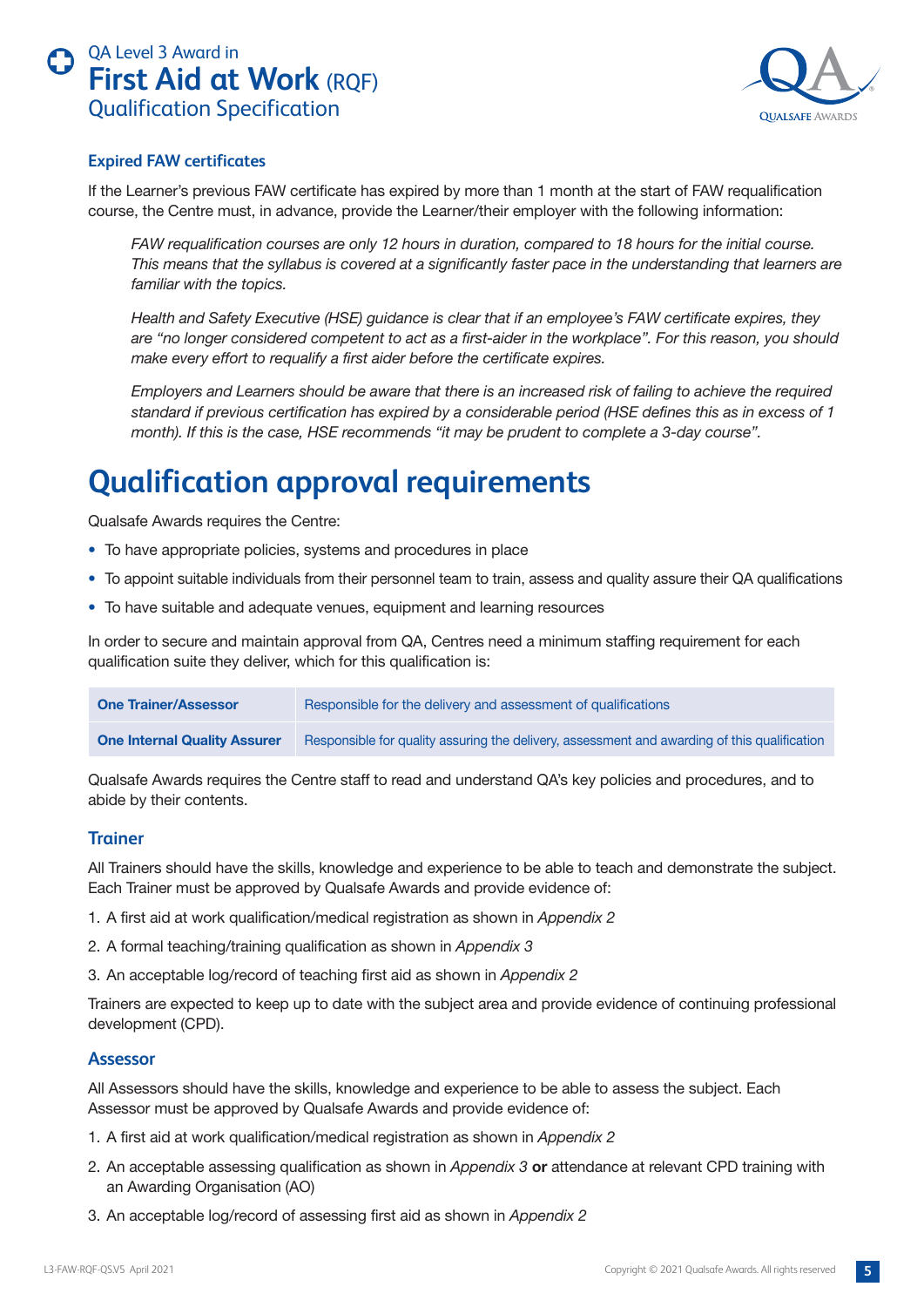### Expired FAW certificates

If the Learner's previous FAW certificate has expired by more than 1 month at the start of FAW requalification course, the Centre must, in advance, provide the Learner/their employer with the following information:

> *FAW requalification courses are only 12 hours in duration, compared to 18 hours for the initial course. This means that the syllabus is covered at a significantly faster pace in the understanding that learners are familiar with the topics.*
>
> *Health and Safety Executive (HSE) guidance is clear that if an employee's FAW certificate expires, they are "no longer considered competent to act as a first-aider in the workplace". For this reason, you should make every effort to requalify a first aider before the certificate expires.*
>
> *Employers and Learners should be aware that there is an increased risk of failing to achieve the required standard if previous certification has expired by a considerable period (HSE defines this as in excess of 1 month). If this is the case, HSE recommends "it may be prudent to complete a 3-day course".*

# Qualification approval requirements

Qualsafe Awards requires the Centre:

- To have appropriate policies, systems and procedures in place
- To appoint suitable individuals from their personnel team to train, assess and quality assure their QA qualifications
- To have suitable and adequate venues, equipment and learning resources

In order to secure and maintain approval from QA, Centres need a minimum staffing requirement for each qualification suite they deliver, which for this qualification is:

| | |
|---|---|
| **One Trainer/Assessor** | Responsible for the delivery and assessment of qualifications |
| **One Internal Quality Assurer** | Responsible for quality assuring the delivery, assessment and awarding of this qualification |

Qualsafe Awards requires the Centre staff to read and understand QA's key policies and procedures, and to abide by their contents.

### Trainer

All Trainers should have the skills, knowledge and experience to be able to teach and demonstrate the subject. Each Trainer must be approved by Qualsafe Awards and provide evidence of:

1. A first aid at work qualification/medical registration as shown in *Appendix 2*
2. A formal teaching/training qualification as shown in *Appendix 3*
3. An acceptable log/record of teaching first aid as shown in *Appendix 2*

Trainers are expected to keep up to date with the subject area and provide evidence of continuing professional development (CPD).

### Assessor

All Assessors should have the skills, knowledge and experience to be able to assess the subject. Each Assessor must be approved by Qualsafe Awards and provide evidence of:

1. A first aid at work qualification/medical registration as shown in *Appendix 2*
2. An acceptable assessing qualification as shown in *Appendix 3* **or** attendance at relevant CPD training with an Awarding Organisation (AO)
3. An acceptable log/record of assessing first aid as shown in *Appendix 2*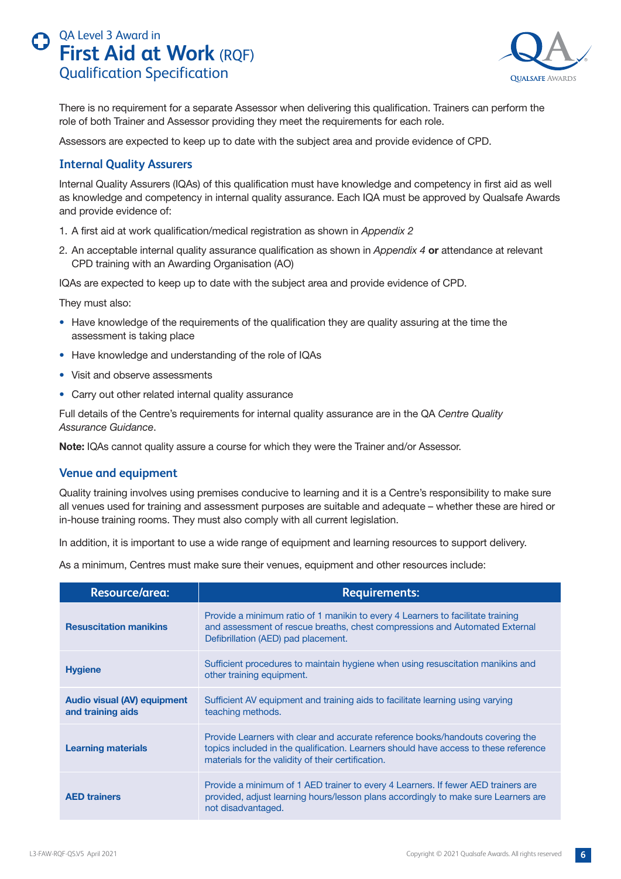There is no requirement for a separate Assessor when delivering this qualification. Trainers can perform the role of both Trainer and Assessor providing they meet the requirements for each role.

Assessors are expected to keep up to date with the subject area and provide evidence of CPD.

### Internal Quality Assurers

Internal Quality Assurers (IQAs) of this qualification must have knowledge and competency in first aid as well as knowledge and competency in internal quality assurance. Each IQA must be approved by Qualsafe Awards and provide evidence of:

1. A first aid at work qualification/medical registration as shown in *Appendix 2*
2. An acceptable internal quality assurance qualification as shown in *Appendix 4* **or** attendance at relevant CPD training with an Awarding Organisation (AO)

IQAs are expected to keep up to date with the subject area and provide evidence of CPD.

They must also:

- Have knowledge of the requirements of the qualification they are quality assuring at the time the assessment is taking place
- Have knowledge and understanding of the role of IQAs
- Visit and observe assessments
- Carry out other related internal quality assurance

Full details of the Centre's requirements for internal quality assurance are in the QA *Centre Quality Assurance Guidance*.

**Note:** IQAs cannot quality assure a course for which they were the Trainer and/or Assessor.

### Venue and equipment

Quality training involves using premises conducive to learning and it is a Centre's responsibility to make sure all venues used for training and assessment purposes are suitable and adequate – whether these are hired or in-house training rooms. They must also comply with all current legislation.

In addition, it is important to use a wide range of equipment and learning resources to support delivery.

As a minimum, Centres must make sure their venues, equipment and other resources include:

| Resource/area: | Requirements: |
|---|---|
| **Resuscitation manikins** | Provide a minimum ratio of 1 manikin to every 4 Learners to facilitate training and assessment of rescue breaths, chest compressions and Automated External Defibrillation (AED) pad placement. |
| **Hygiene** | Sufficient procedures to maintain hygiene when using resuscitation manikins and other training equipment. |
| **Audio visual (AV) equipment and training aids** | Sufficient AV equipment and training aids to facilitate learning using varying teaching methods. |
| **Learning materials** | Provide Learners with clear and accurate reference books/handouts covering the topics included in the qualification. Learners should have access to these reference materials for the validity of their certification. |
| **AED trainers** | Provide a minimum of 1 AED trainer to every 4 Learners. If fewer AED trainers are provided, adjust learning hours/lesson plans accordingly to make sure Learners are not disadvantaged. |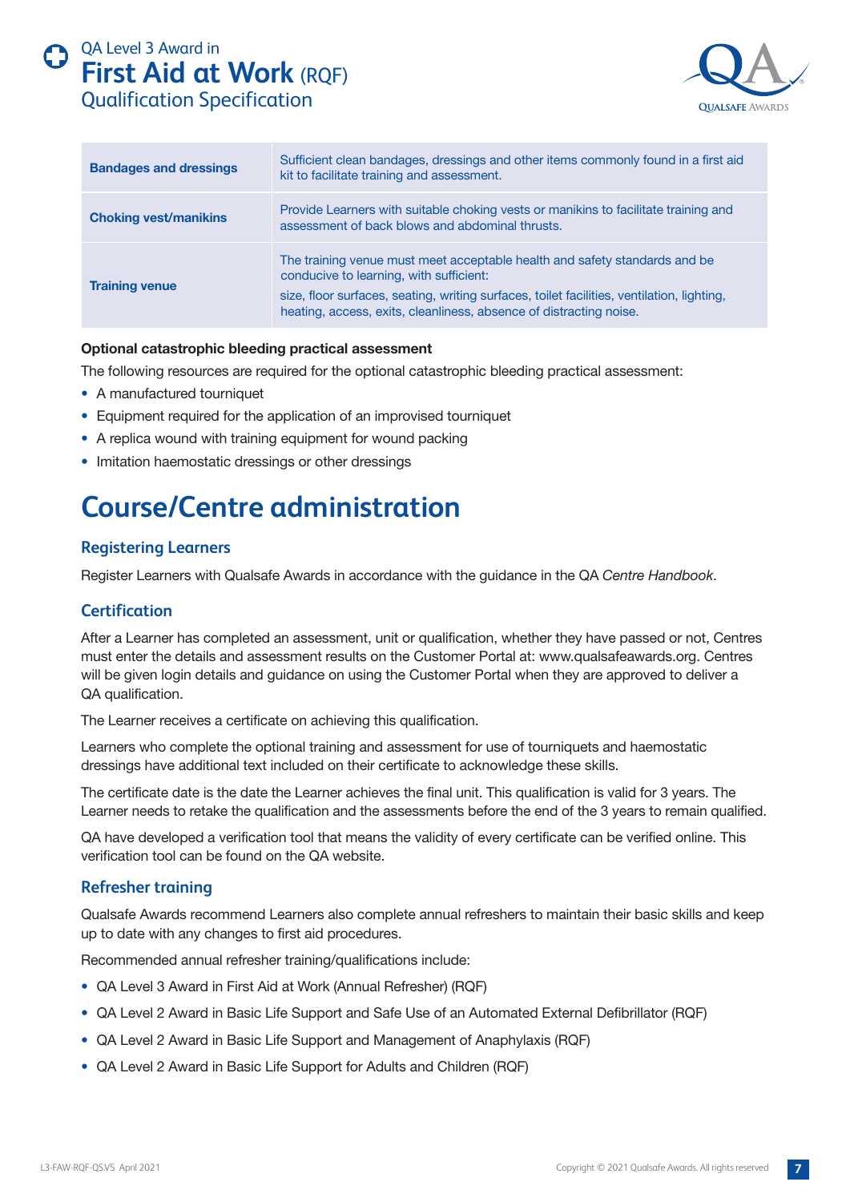| | |
|---|---|
| **Bandages and dressings** | Sufficient clean bandages, dressings and other items commonly found in a first aid kit to facilitate training and assessment. |
| **Choking vest/manikins** | Provide Learners with suitable choking vests or manikins to facilitate training and assessment of back blows and abdominal thrusts. |
| **Training venue** | The training venue must meet acceptable health and safety standards and be conducive to learning, with sufficient: size, floor surfaces, seating, writing surfaces, toilet facilities, ventilation, lighting, heating, access, exits, cleanliness, absence of distracting noise. |

**Optional catastrophic bleeding practical assessment**

The following resources are required for the optional catastrophic bleeding practical assessment:

- A manufactured tourniquet
- Equipment required for the application of an improvised tourniquet
- A replica wound with training equipment for wound packing
- Imitation haemostatic dressings or other dressings

# Course/Centre administration

## Registering Learners

Register Learners with Qualsafe Awards in accordance with the guidance in the QA *Centre Handbook*.

## Certification

After a Learner has completed an assessment, unit or qualification, whether they have passed or not, Centres must enter the details and assessment results on the Customer Portal at: www.qualsafeawards.org. Centres will be given login details and guidance on using the Customer Portal when they are approved to deliver a QA qualification.

The Learner receives a certificate on achieving this qualification.

Learners who complete the optional training and assessment for use of tourniquets and haemostatic dressings have additional text included on their certificate to acknowledge these skills.

The certificate date is the date the Learner achieves the final unit. This qualification is valid for 3 years. The Learner needs to retake the qualification and the assessments before the end of the 3 years to remain qualified.

QA have developed a verification tool that means the validity of every certificate can be verified online. This verification tool can be found on the QA website.

## Refresher training

Qualsafe Awards recommend Learners also complete annual refreshers to maintain their basic skills and keep up to date with any changes to first aid procedures.

Recommended annual refresher training/qualifications include:

- QA Level 3 Award in First Aid at Work (Annual Refresher) (RQF)
- QA Level 2 Award in Basic Life Support and Safe Use of an Automated External Defibrillator (RQF)
- QA Level 2 Award in Basic Life Support and Management of Anaphylaxis (RQF)
- QA Level 2 Award in Basic Life Support for Adults and Children (RQF)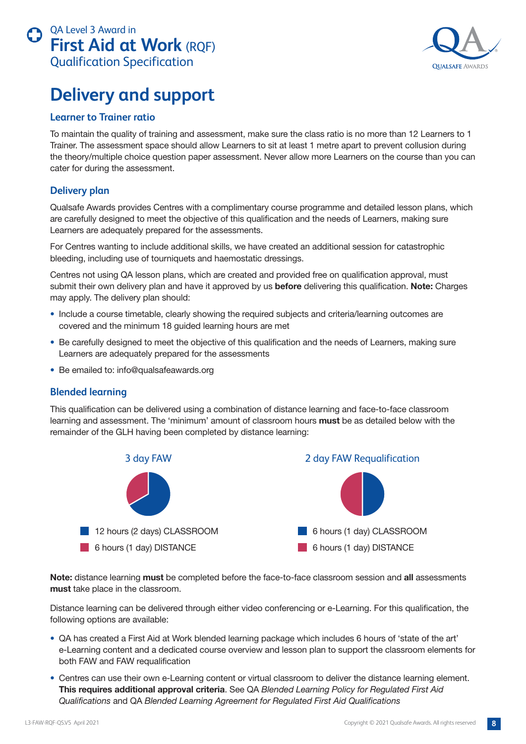# Delivery and support

## Learner to Trainer ratio

To maintain the quality of training and assessment, make sure the class ratio is no more than 12 Learners to 1 Trainer. The assessment space should allow Learners to sit at least 1 metre apart to prevent collusion during the theory/multiple choice question paper assessment. Never allow more Learners on the course than you can cater for during the assessment.

## Delivery plan

Qualsafe Awards provides Centres with a complimentary course programme and detailed lesson plans, which are carefully designed to meet the objective of this qualification and the needs of Learners, making sure Learners are adequately prepared for the assessments.

For Centres wanting to include additional skills, we have created an additional session for catastrophic bleeding, including use of tourniquets and haemostatic dressings.

Centres not using QA lesson plans, which are created and provided free on qualification approval, must submit their own delivery plan and have it approved by us **before** delivering this qualification. **Note:** Charges may apply. The delivery plan should:

- Include a course timetable, clearly showing the required subjects and criteria/learning outcomes are covered and the minimum 18 guided learning hours are met
- Be carefully designed to meet the objective of this qualification and the needs of Learners, making sure Learners are adequately prepared for the assessments
- Be emailed to: info@qualsafeawards.org

## Blended learning

This qualification can be delivered using a combination of distance learning and face-to-face classroom learning and assessment. The 'minimum' amount of classroom hours **must** be as detailed below with the remainder of the GLH having been completed by distance learning:

3 day FAW

12 hours (2 days) CLASSROOM

6 hours (1 day) DISTANCE

2 day FAW Requalification

6 hours (1 day) CLASSROOM

6 hours (1 day) DISTANCE

**Note:** distance learning **must** be completed before the face-to-face classroom session and **all** assessments **must** take place in the classroom.

Distance learning can be delivered through either video conferencing or e-Learning. For this qualification, the following options are available:

- QA has created a First Aid at Work blended learning package which includes 6 hours of 'state of the art' e-Learning content and a dedicated course overview and lesson plan to support the classroom elements for both FAW and FAW requalification
- Centres can use their own e-Learning content or virtual classroom to deliver the distance learning element. **This requires additional approval criteria**. See QA *Blended Learning Policy for Regulated First Aid Qualifications* and QA *Blended Learning Agreement for Regulated First Aid Qualifications*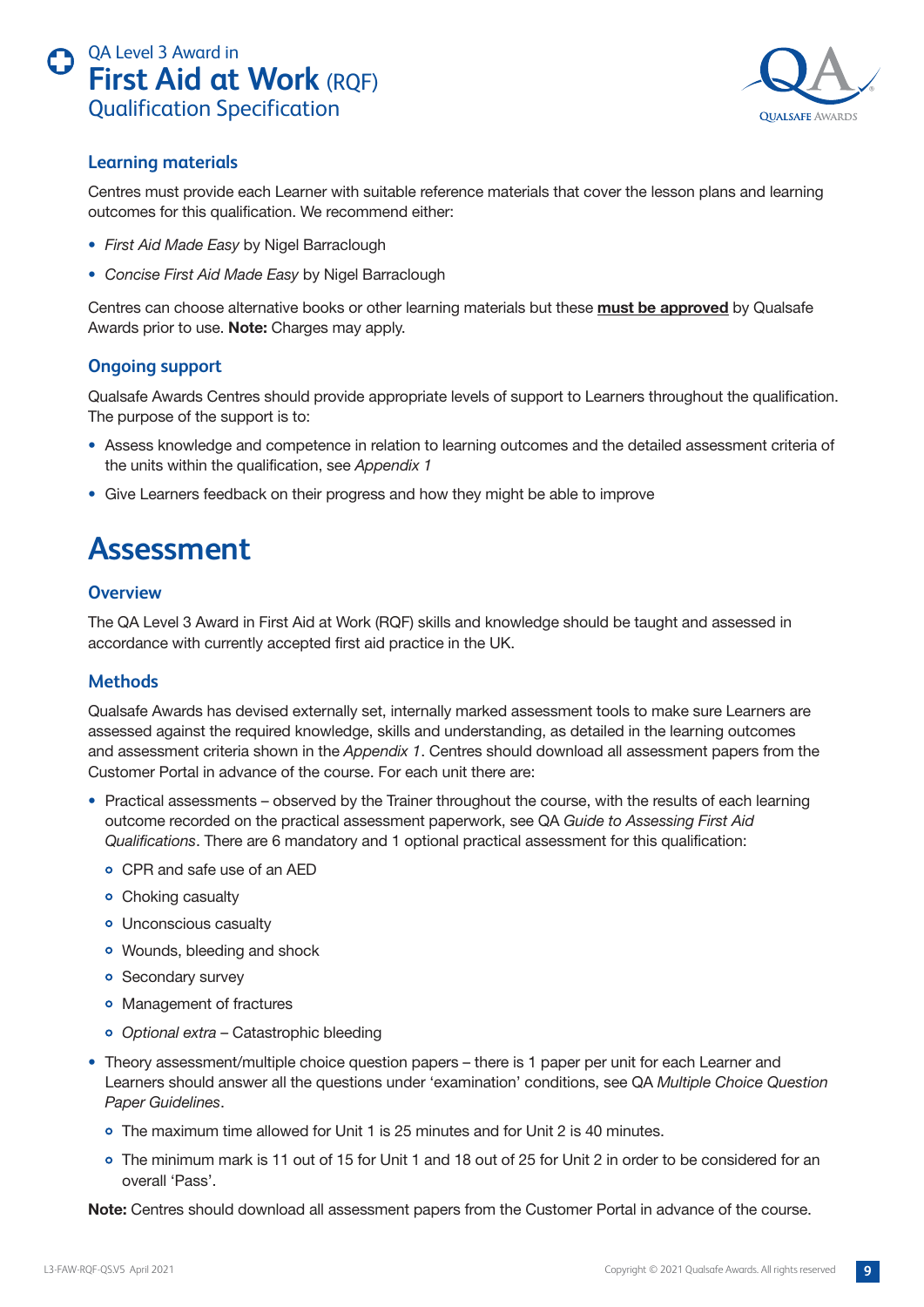### Learning materials

Centres must provide each Learner with suitable reference materials that cover the lesson plans and learning outcomes for this qualification. We recommend either:

- *First Aid Made Easy* by Nigel Barraclough
- *Concise First Aid Made Easy* by Nigel Barraclough

Centres can choose alternative books or other learning materials but these **must be approved** by Qualsafe Awards prior to use. **Note:** Charges may apply.

### Ongoing support

Qualsafe Awards Centres should provide appropriate levels of support to Learners throughout the qualification. The purpose of the support is to:

- Assess knowledge and competence in relation to learning outcomes and the detailed assessment criteria of the units within the qualification, see *Appendix 1*
- Give Learners feedback on their progress and how they might be able to improve

# Assessment

### Overview

The QA Level 3 Award in First Aid at Work (RQF) skills and knowledge should be taught and assessed in accordance with currently accepted first aid practice in the UK.

### Methods

Qualsafe Awards has devised externally set, internally marked assessment tools to make sure Learners are assessed against the required knowledge, skills and understanding, as detailed in the learning outcomes and assessment criteria shown in the *Appendix 1*. Centres should download all assessment papers from the Customer Portal in advance of the course. For each unit there are:

- Practical assessments – observed by the Trainer throughout the course, with the results of each learning outcome recorded on the practical assessment paperwork, see QA *Guide to Assessing First Aid Qualifications*. There are 6 mandatory and 1 optional practical assessment for this qualification:
  - CPR and safe use of an AED
  - Choking casualty
  - Unconscious casualty
  - Wounds, bleeding and shock
  - Secondary survey
  - Management of fractures
  - *Optional extra* – Catastrophic bleeding
- Theory assessment/multiple choice question papers – there is 1 paper per unit for each Learner and Learners should answer all the questions under 'examination' conditions, see QA *Multiple Choice Question Paper Guidelines*.
  - The maximum time allowed for Unit 1 is 25 minutes and for Unit 2 is 40 minutes.
  - The minimum mark is 11 out of 15 for Unit 1 and 18 out of 25 for Unit 2 in order to be considered for an overall 'Pass'.

**Note:** Centres should download all assessment papers from the Customer Portal in advance of the course.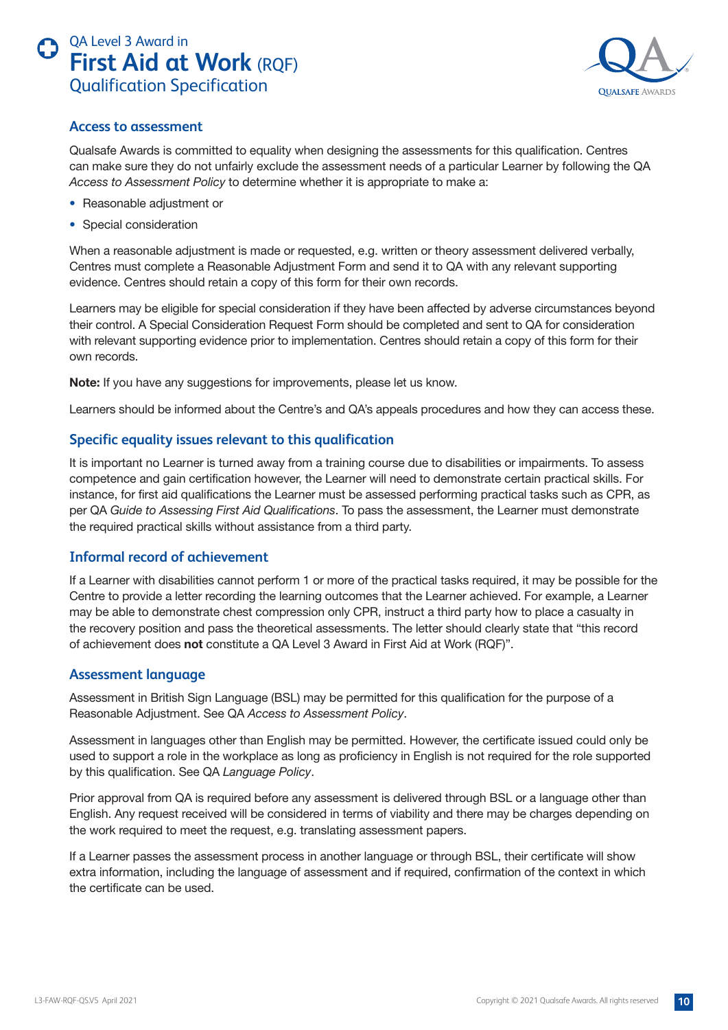## Access to assessment

Qualsafe Awards is committed to equality when designing the assessments for this qualification. Centres can make sure they do not unfairly exclude the assessment needs of a particular Learner by following the QA *Access to Assessment Policy* to determine whether it is appropriate to make a:

- Reasonable adjustment or
- Special consideration

When a reasonable adjustment is made or requested, e.g. written or theory assessment delivered verbally, Centres must complete a Reasonable Adjustment Form and send it to QA with any relevant supporting evidence. Centres should retain a copy of this form for their own records.

Learners may be eligible for special consideration if they have been affected by adverse circumstances beyond their control. A Special Consideration Request Form should be completed and sent to QA for consideration with relevant supporting evidence prior to implementation. Centres should retain a copy of this form for their own records.

**Note:** If you have any suggestions for improvements, please let us know.

Learners should be informed about the Centre's and QA's appeals procedures and how they can access these.

## Specific equality issues relevant to this qualification

It is important no Learner is turned away from a training course due to disabilities or impairments. To assess competence and gain certification however, the Learner will need to demonstrate certain practical skills. For instance, for first aid qualifications the Learner must be assessed performing practical tasks such as CPR, as per QA *Guide to Assessing First Aid Qualifications*. To pass the assessment, the Learner must demonstrate the required practical skills without assistance from a third party.

## Informal record of achievement

If a Learner with disabilities cannot perform 1 or more of the practical tasks required, it may be possible for the Centre to provide a letter recording the learning outcomes that the Learner achieved. For example, a Learner may be able to demonstrate chest compression only CPR, instruct a third party how to place a casualty in the recovery position and pass the theoretical assessments. The letter should clearly state that "this record of achievement does **not** constitute a QA Level 3 Award in First Aid at Work (RQF)".

## Assessment language

Assessment in British Sign Language (BSL) may be permitted for this qualification for the purpose of a Reasonable Adjustment. See QA *Access to Assessment Policy*.

Assessment in languages other than English may be permitted. However, the certificate issued could only be used to support a role in the workplace as long as proficiency in English is not required for the role supported by this qualification. See QA *Language Policy*.

Prior approval from QA is required before any assessment is delivered through BSL or a language other than English. Any request received will be considered in terms of viability and there may be charges depending on the work required to meet the request, e.g. translating assessment papers.

If a Learner passes the assessment process in another language or through BSL, their certificate will show extra information, including the language of assessment and if required, confirmation of the context in which the certificate can be used.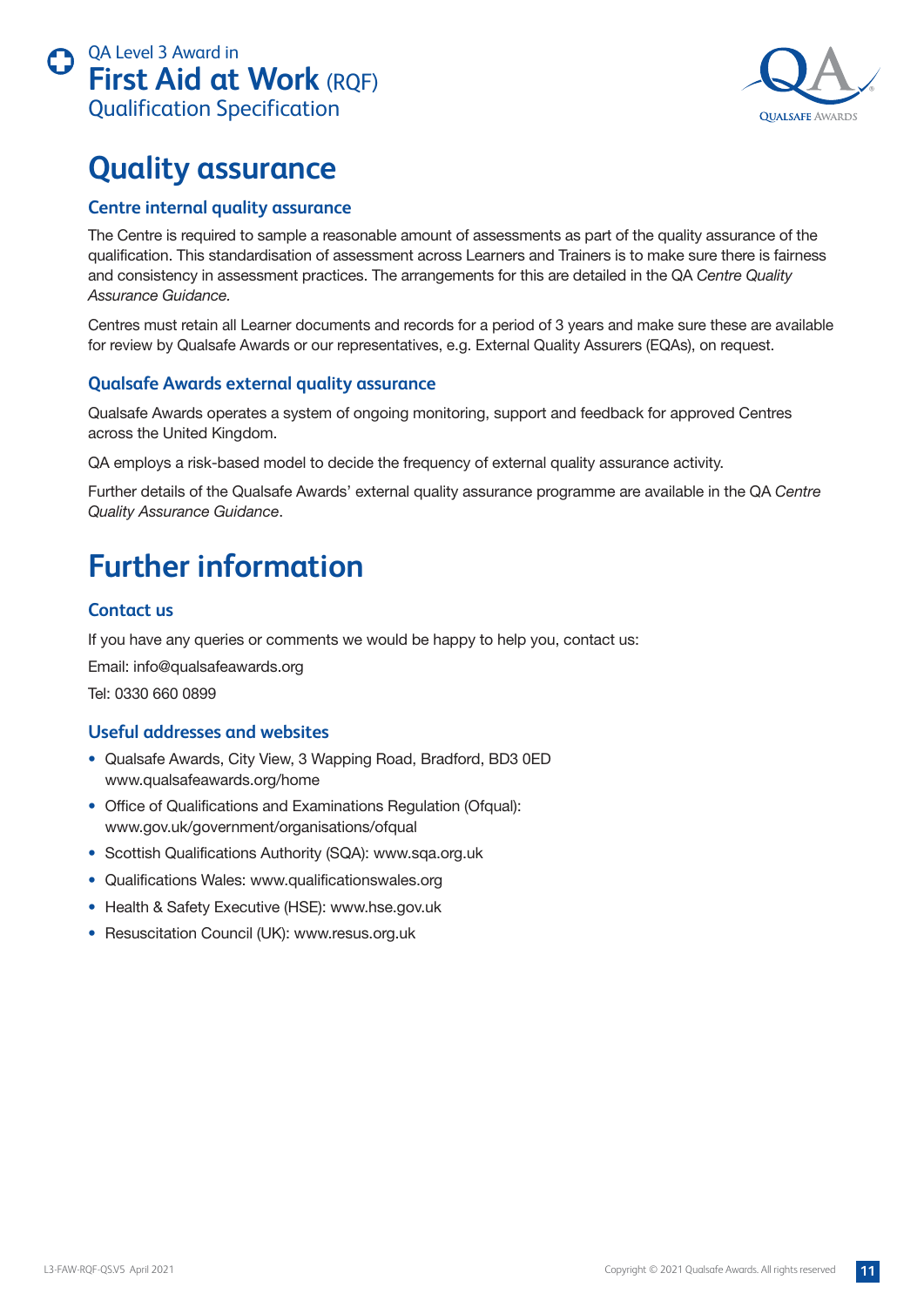# Quality assurance

## Centre internal quality assurance

The Centre is required to sample a reasonable amount of assessments as part of the quality assurance of the qualification. This standardisation of assessment across Learners and Trainers is to make sure there is fairness and consistency in assessment practices. The arrangements for this are detailed in the QA *Centre Quality Assurance Guidance.*

Centres must retain all Learner documents and records for a period of 3 years and make sure these are available for review by Qualsafe Awards or our representatives, e.g. External Quality Assurers (EQAs), on request.

## Qualsafe Awards external quality assurance

Qualsafe Awards operates a system of ongoing monitoring, support and feedback for approved Centres across the United Kingdom.

QA employs a risk-based model to decide the frequency of external quality assurance activity.

Further details of the Qualsafe Awards' external quality assurance programme are available in the QA *Centre Quality Assurance Guidance*.

# Further information

## Contact us

If you have any queries or comments we would be happy to help you, contact us:

Email: info@qualsafeawards.org

Tel: 0330 660 0899

## Useful addresses and websites

- Qualsafe Awards, City View, 3 Wapping Road, Bradford, BD3 0ED
  www.qualsafeawards.org/home
- Office of Qualifications and Examinations Regulation (Ofqual):
  www.gov.uk/government/organisations/ofqual
- Scottish Qualifications Authority (SQA): www.sqa.org.uk
- Qualifications Wales: www.qualificationswales.org
- Health & Safety Executive (HSE): www.hse.gov.uk
- Resuscitation Council (UK): www.resus.org.uk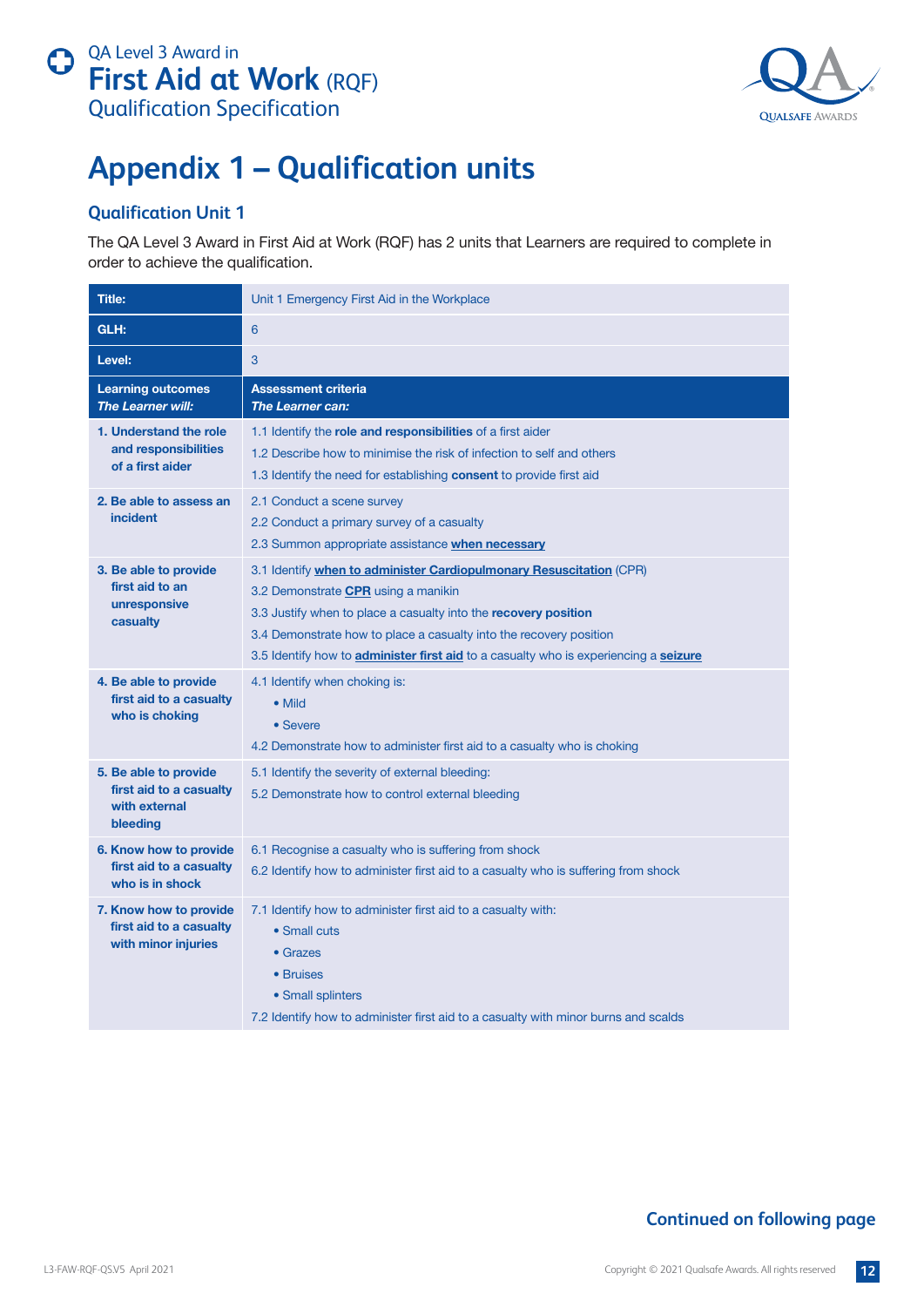# Appendix 1 – Qualification units

## Qualification Unit 1

The QA Level 3 Award in First Aid at Work (RQF) has 2 units that Learners are required to complete in order to achieve the qualification.

| | |
|---|---|
| **Title:** | Unit 1 Emergency First Aid in the Workplace |
| **GLH:** | 6 |
| **Level:** | 3 |
| **Learning outcomes** ***The Learner will:*** | **Assessment criteria** ***The Learner can:*** |
| **1. Understand the role and responsibilities of a first aider** | 1.1 Identify the **role and responsibilities** of a first aider<br>1.2 Describe how to minimise the risk of infection to self and others<br>1.3 Identify the need for establishing **consent** to provide first aid |
| **2. Be able to assess an incident** | 2.1 Conduct a scene survey<br>2.2 Conduct a primary survey of a casualty<br>2.3 Summon appropriate assistance **when necessary** |
| **3. Be able to provide first aid to an unresponsive casualty** | 3.1 Identify **when to administer Cardiopulmonary Resuscitation** (CPR)<br>3.2 Demonstrate **CPR** using a manikin<br>3.3 Justify when to place a casualty into the **recovery position**<br>3.4 Demonstrate how to place a casualty into the recovery position<br>3.5 Identify how to **administer first aid** to a casualty who is experiencing a **seizure** |
| **4. Be able to provide first aid to a casualty who is choking** | 4.1 Identify when choking is:<br>• Mild<br>• Severe<br>4.2 Demonstrate how to administer first aid to a casualty who is choking |
| **5. Be able to provide first aid to a casualty with external bleeding** | 5.1 Identify the severity of external bleeding:<br>5.2 Demonstrate how to control external bleeding |
| **6. Know how to provide first aid to a casualty who is in shock** | 6.1 Recognise a casualty who is suffering from shock<br>6.2 Identify how to administer first aid to a casualty who is suffering from shock |
| **7. Know how to provide first aid to a casualty with minor injuries** | 7.1 Identify how to administer first aid to a casualty with:<br>• Small cuts<br>• Grazes<br>• Bruises<br>• Small splinters<br>7.2 Identify how to administer first aid to a casualty with minor burns and scalds |

**Continued on following page**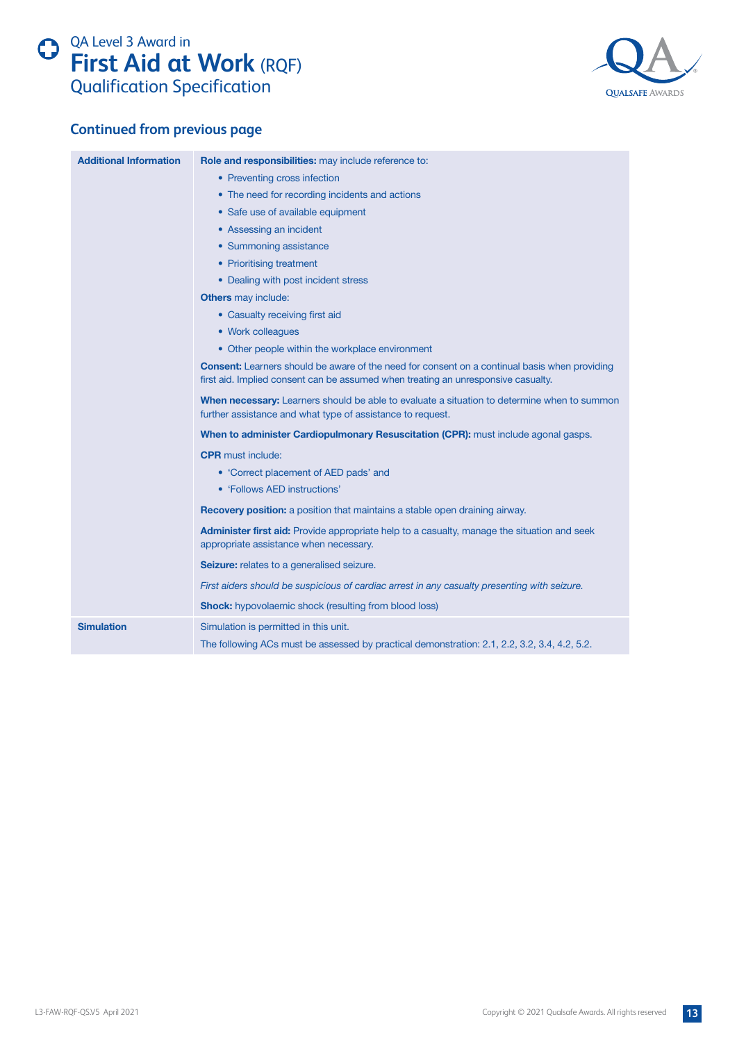## Continued from previous page

| | |
|---|---|
| **Additional Information** | **Role and responsibilities:** may include reference to:<br>• Preventing cross infection<br>• The need for recording incidents and actions<br>• Safe use of available equipment<br>• Assessing an incident<br>• Summoning assistance<br>• Prioritising treatment<br>• Dealing with post incident stress<br>**Others** may include:<br>• Casualty receiving first aid<br>• Work colleagues<br>• Other people within the workplace environment<br>**Consent:** Learners should be aware of the need for consent on a continual basis when providing first aid. Implied consent can be assumed when treating an unresponsive casualty.<br>**When necessary:** Learners should be able to evaluate a situation to determine when to summon further assistance and what type of assistance to request.<br>**When to administer Cardiopulmonary Resuscitation (CPR):** must include agonal gasps.<br>**CPR** must include:<br>• 'Correct placement of AED pads' and<br>• 'Follows AED instructions'<br>**Recovery position:** a position that maintains a stable open draining airway.<br>**Administer first aid:** Provide appropriate help to a casualty, manage the situation and seek appropriate assistance when necessary.<br>**Seizure:** relates to a generalised seizure.<br>*First aiders should be suspicious of cardiac arrest in any casualty presenting with seizure.*<br>**Shock:** hypovolaemic shock (resulting from blood loss) |
| **Simulation** | Simulation is permitted in this unit.<br>The following ACs must be assessed by practical demonstration: 2.1, 2.2, 3.2, 3.4, 4.2, 5.2. |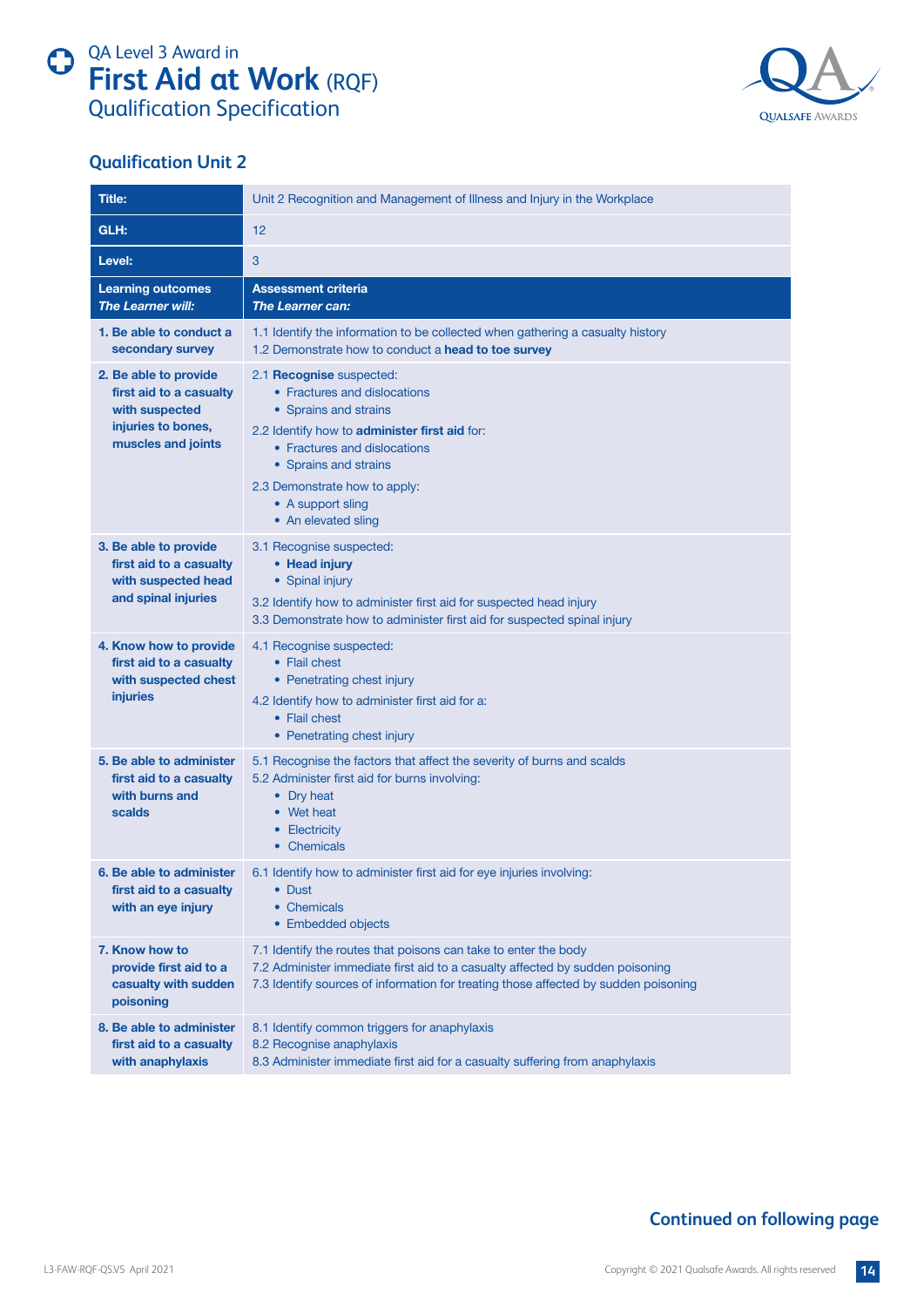## Qualification Unit 2

| | |
|---|---|
| **Title:** | Unit 2 Recognition and Management of Illness and Injury in the Workplace |
| **GLH:** | 12 |
| **Level:** | 3 |
| **Learning outcomes** *The Learner will:* | **Assessment criteria** *The Learner can:* |
| **1. Be able to conduct a secondary survey** | 1.1 Identify the information to be collected when gathering a casualty history<br>1.2 Demonstrate how to conduct a **head to toe survey** |
| **2. Be able to provide first aid to a casualty with suspected injuries to bones, muscles and joints** | 2.1 **Recognise** suspected:<br>• Fractures and dislocations<br>• Sprains and strains<br>2.2 Identify how to **administer first aid** for:<br>• Fractures and dislocations<br>• Sprains and strains<br>2.3 Demonstrate how to apply:<br>• A support sling<br>• An elevated sling |
| **3. Be able to provide first aid to a casualty with suspected head and spinal injuries** | 3.1 Recognise suspected:<br>• **Head injury**<br>• Spinal injury<br>3.2 Identify how to administer first aid for suspected head injury<br>3.3 Demonstrate how to administer first aid for suspected spinal injury |
| **4. Know how to provide first aid to a casualty with suspected chest injuries** | 4.1 Recognise suspected:<br>• Flail chest<br>• Penetrating chest injury<br>4.2 Identify how to administer first aid for a:<br>• Flail chest<br>• Penetrating chest injury |
| **5. Be able to administer first aid to a casualty with burns and scalds** | 5.1 Recognise the factors that affect the severity of burns and scalds<br>5.2 Administer first aid for burns involving:<br>• Dry heat<br>• Wet heat<br>• Electricity<br>• Chemicals |
| **6. Be able to administer first aid to a casualty with an eye injury** | 6.1 Identify how to administer first aid for eye injuries involving:<br>• Dust<br>• Chemicals<br>• Embedded objects |
| **7. Know how to provide first aid to a casualty with sudden poisoning** | 7.1 Identify the routes that poisons can take to enter the body<br>7.2 Administer immediate first aid to a casualty affected by sudden poisoning<br>7.3 Identify sources of information for treating those affected by sudden poisoning |
| **8. Be able to administer first aid to a casualty with anaphylaxis** | 8.1 Identify common triggers for anaphylaxis<br>8.2 Recognise anaphylaxis<br>8.3 Administer immediate first aid for a casualty suffering from anaphylaxis |

**Continued on following page**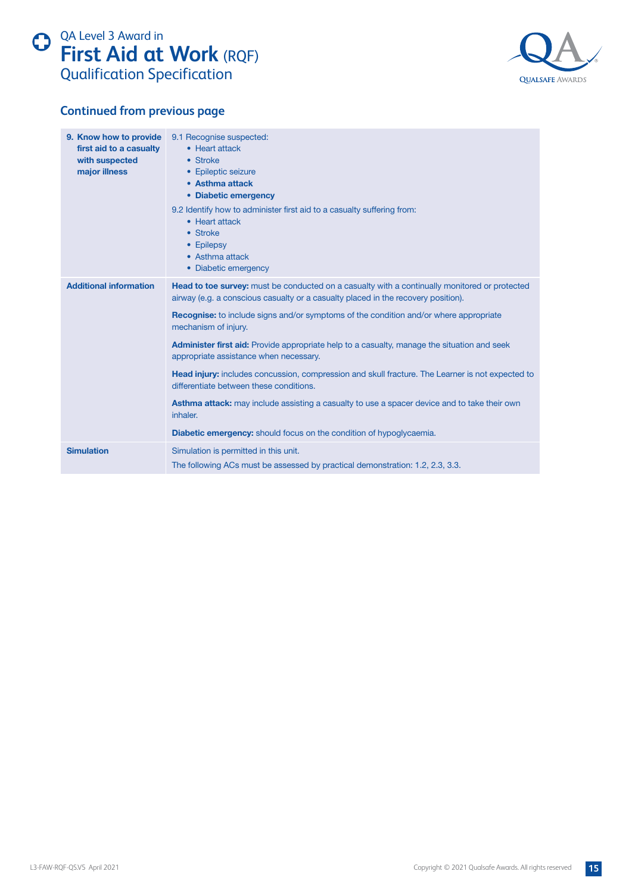## Continued from previous page

| | |
|---|---|
| **9. Know how to provide first aid to a casualty with suspected major illness** | 9.1 Recognise suspected:<br>• Heart attack<br>• Stroke<br>• Epileptic seizure<br>• **Asthma attack**<br>• **Diabetic emergency**<br><br>9.2 Identify how to administer first aid to a casualty suffering from:<br>• Heart attack<br>• Stroke<br>• Epilepsy<br>• Asthma attack<br>• Diabetic emergency |
| **Additional information** | **Head to toe survey:** must be conducted on a casualty with a continually monitored or protected airway (e.g. a conscious casualty or a casualty placed in the recovery position).<br><br>**Recognise:** to include signs and/or symptoms of the condition and/or where appropriate mechanism of injury.<br><br>**Administer first aid:** Provide appropriate help to a casualty, manage the situation and seek appropriate assistance when necessary.<br><br>**Head injury:** includes concussion, compression and skull fracture. The Learner is not expected to differentiate between these conditions.<br><br>**Asthma attack:** may include assisting a casualty to use a spacer device and to take their own inhaler.<br><br>**Diabetic emergency:** should focus on the condition of hypoglycaemia. |
| **Simulation** | Simulation is permitted in this unit.<br>The following ACs must be assessed by practical demonstration: 1.2, 2.3, 3.3. |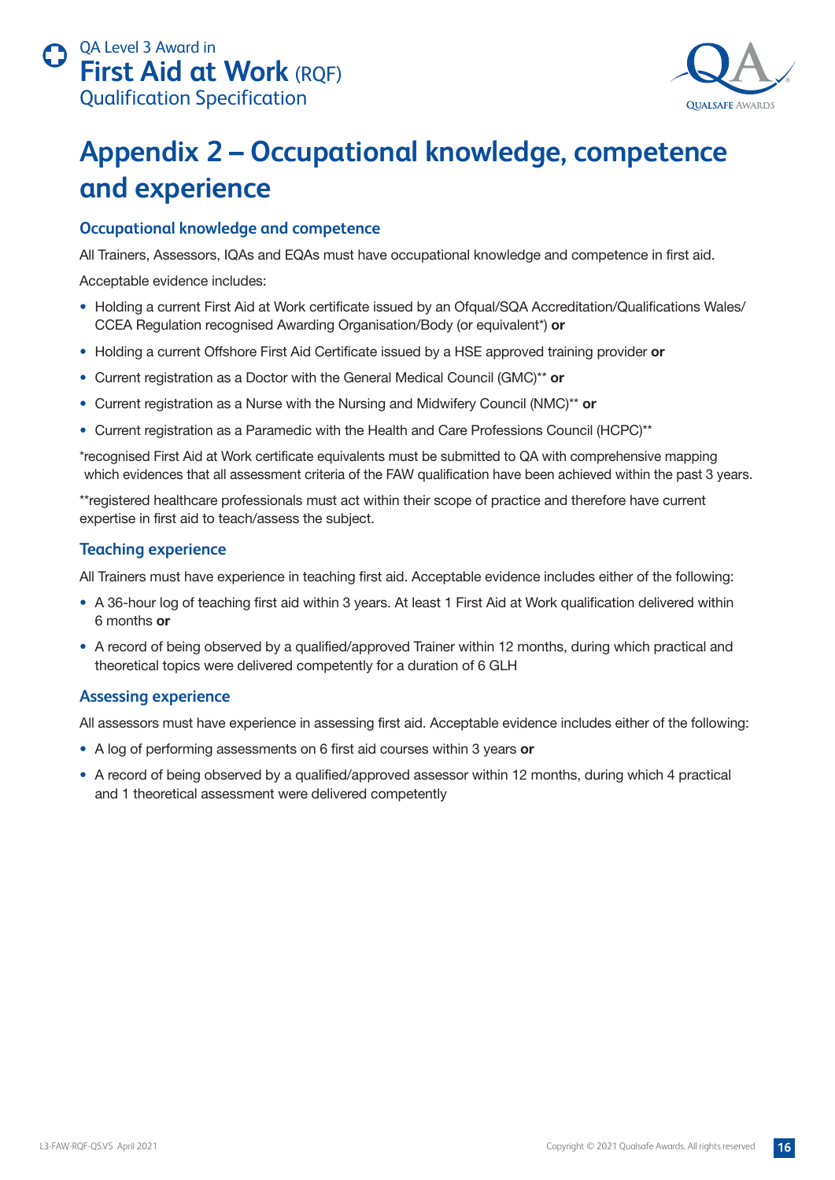# Appendix 2 – Occupational knowledge, competence and experience

## Occupational knowledge and competence

All Trainers, Assessors, IQAs and EQAs must have occupational knowledge and competence in first aid.

Acceptable evidence includes:

- Holding a current First Aid at Work certificate issued by an Ofqual/SQA Accreditation/Qualifications Wales/ CCEA Regulation recognised Awarding Organisation/Body (or equivalent*) **or**
- Holding a current Offshore First Aid Certificate issued by a HSE approved training provider **or**
- Current registration as a Doctor with the General Medical Council (GMC)** **or**
- Current registration as a Nurse with the Nursing and Midwifery Council (NMC)** **or**
- Current registration as a Paramedic with the Health and Care Professions Council (HCPC)**

*recognised First Aid at Work certificate equivalents must be submitted to QA with comprehensive mapping which evidences that all assessment criteria of the FAW qualification have been achieved within the past 3 years.

**registered healthcare professionals must act within their scope of practice and therefore have current expertise in first aid to teach/assess the subject.

## Teaching experience

All Trainers must have experience in teaching first aid. Acceptable evidence includes either of the following:

- A 36-hour log of teaching first aid within 3 years. At least 1 First Aid at Work qualification delivered within 6 months **or**
- A record of being observed by a qualified/approved Trainer within 12 months, during which practical and theoretical topics were delivered competently for a duration of 6 GLH

## Assessing experience

All assessors must have experience in assessing first aid. Acceptable evidence includes either of the following:

- A log of performing assessments on 6 first aid courses within 3 years **or**
- A record of being observed by a qualified/approved assessor within 12 months, during which 4 practical and 1 theoretical assessment were delivered competently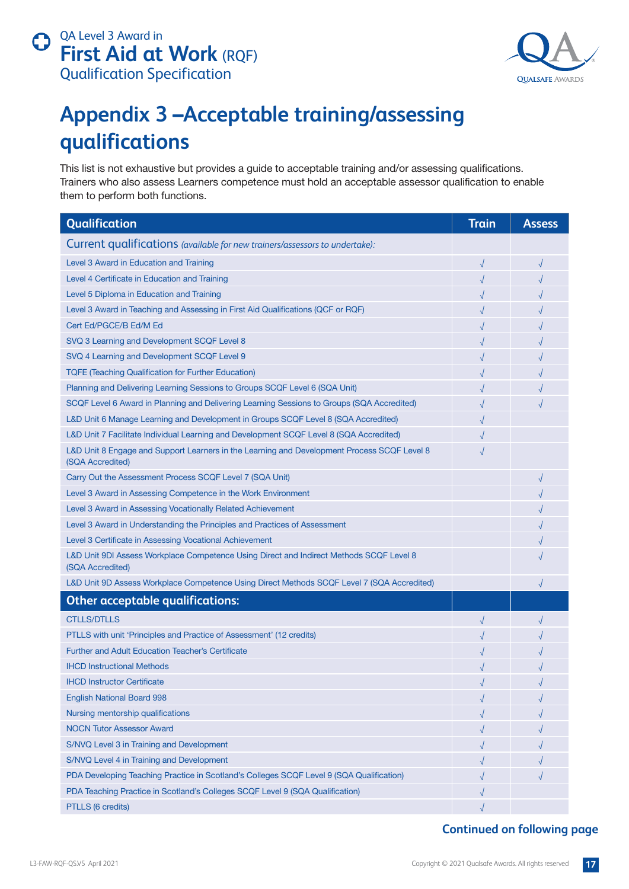# Appendix 3 –Acceptable training/assessing qualifications

This list is not exhaustive but provides a guide to acceptable training and/or assessing qualifications. Trainers who also assess Learners competence must hold an acceptable assessor qualification to enable them to perform both functions.

| Qualification | Train | Assess |
|---|---|---|
| Current qualifications *(available for new trainers/assessors to undertake):* | | |
| Level 3 Award in Education and Training | √ | √ |
| Level 4 Certificate in Education and Training | √ | √ |
| Level 5 Diploma in Education and Training | √ | √ |
| Level 3 Award in Teaching and Assessing in First Aid Qualifications (QCF or RQF) | √ | √ |
| Cert Ed/PGCE/B Ed/M Ed | √ | √ |
| SVQ 3 Learning and Development SCQF Level 8 | √ | √ |
| SVQ 4 Learning and Development SCQF Level 9 | √ | √ |
| TQFE (Teaching Qualification for Further Education) | √ | √ |
| Planning and Delivering Learning Sessions to Groups SCQF Level 6 (SQA Unit) | √ | √ |
| SCQF Level 6 Award in Planning and Delivering Learning Sessions to Groups (SQA Accredited) | √ | √ |
| L&D Unit 6 Manage Learning and Development in Groups SCQF Level 8 (SQA Accredited) | √ | |
| L&D Unit 7 Facilitate Individual Learning and Development SCQF Level 8 (SQA Accredited) | √ | |
| L&D Unit 8 Engage and Support Learners in the Learning and Development Process SCQF Level 8 (SQA Accredited) | √ | |
| Carry Out the Assessment Process SCQF Level 7 (SQA Unit) | | √ |
| Level 3 Award in Assessing Competence in the Work Environment | | √ |
| Level 3 Award in Assessing Vocationally Related Achievement | | √ |
| Level 3 Award in Understanding the Principles and Practices of Assessment | | √ |
| Level 3 Certificate in Assessing Vocational Achievement | | √ |
| L&D Unit 9DI Assess Workplace Competence Using Direct and Indirect Methods SCQF Level 8 (SQA Accredited) | | √ |
| L&D Unit 9D Assess Workplace Competence Using Direct Methods SCQF Level 7 (SQA Accredited) | | √ |
| **Other acceptable qualifications:** | | |
| CTLLS/DTLLS | √ | √ |
| PTLLS with unit 'Principles and Practice of Assessment' (12 credits) | √ | √ |
| Further and Adult Education Teacher's Certificate | √ | √ |
| IHCD Instructional Methods | √ | √ |
| IHCD Instructor Certificate | √ | √ |
| English National Board 998 | √ | √ |
| Nursing mentorship qualifications | √ | √ |
| NOCN Tutor Assessor Award | √ | √ |
| S/NVQ Level 3 in Training and Development | √ | √ |
| S/NVQ Level 4 in Training and Development | √ | √ |
| PDA Developing Teaching Practice in Scotland's Colleges SCQF Level 9 (SQA Qualification) | √ | √ |
| PDA Teaching Practice in Scotland's Colleges SCQF Level 9 (SQA Qualification) | √ | |
| PTLLS (6 credits) | √ | |

**Continued on following page**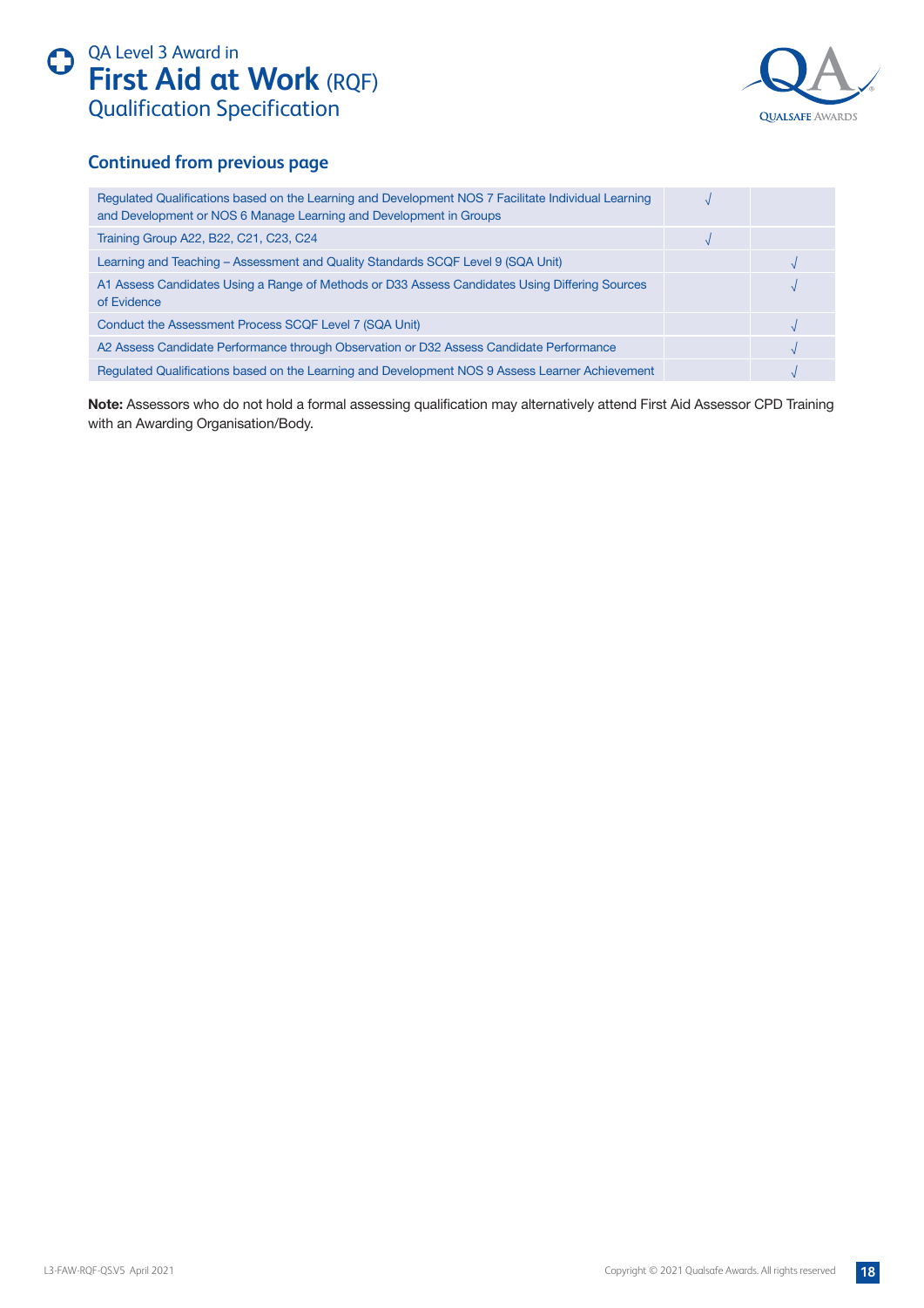## Continued from previous page

| | | |
|---|---|---|
| Regulated Qualifications based on the Learning and Development NOS 7 Facilitate Individual Learning and Development or NOS 6 Manage Learning and Development in Groups | √ | |
| Training Group A22, B22, C21, C23, C24 | √ | |
| Learning and Teaching – Assessment and Quality Standards SCQF Level 9 (SQA Unit) | | √ |
| A1 Assess Candidates Using a Range of Methods or D33 Assess Candidates Using Differing Sources of Evidence | | √ |
| Conduct the Assessment Process SCQF Level 7 (SQA Unit) | | √ |
| A2 Assess Candidate Performance through Observation or D32 Assess Candidate Performance | | √ |
| Regulated Qualifications based on the Learning and Development NOS 9 Assess Learner Achievement | | √ |

**Note:** Assessors who do not hold a formal assessing qualification may alternatively attend First Aid Assessor CPD Training with an Awarding Organisation/Body.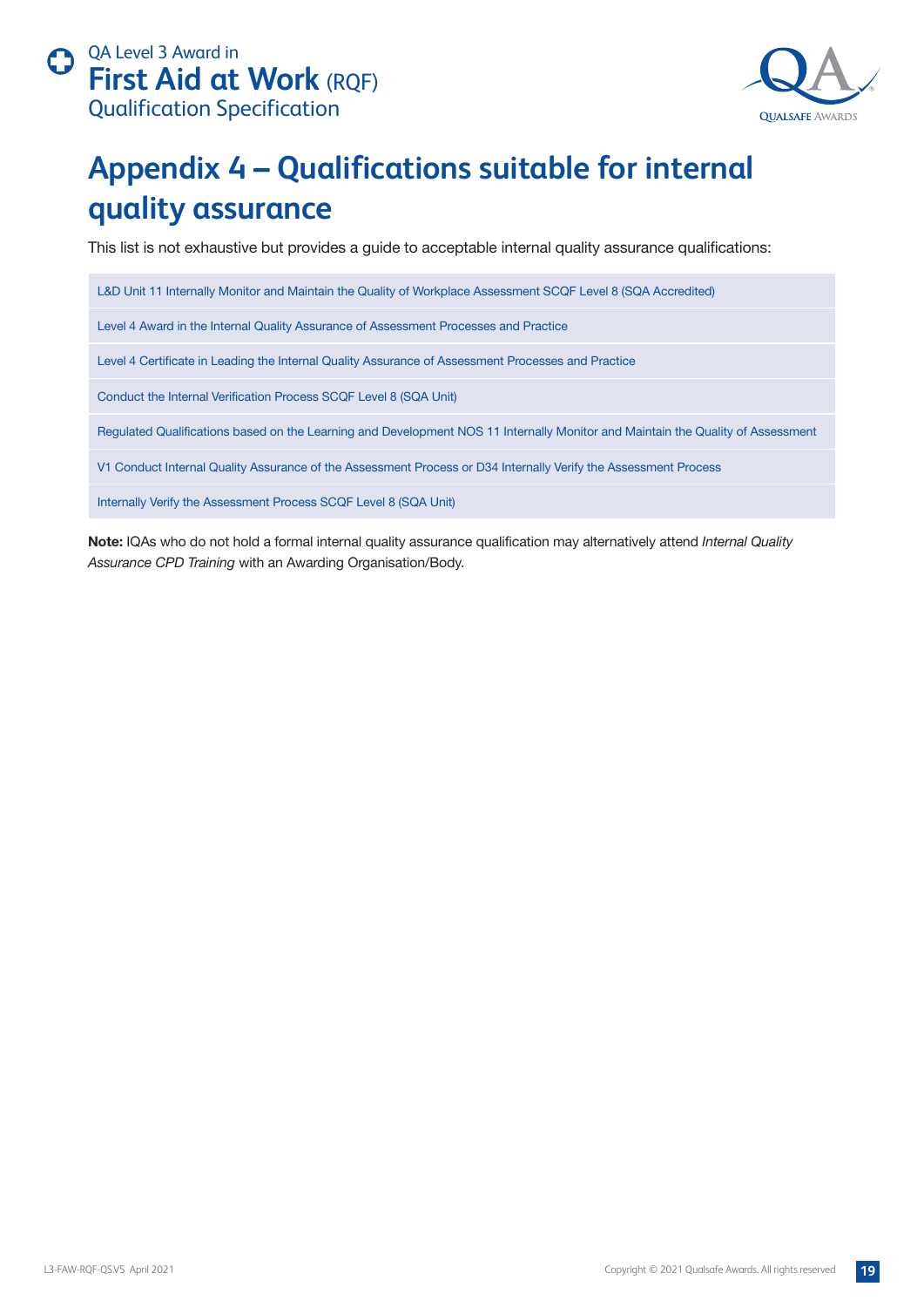# Appendix 4 – Qualifications suitable for internal quality assurance

This list is not exhaustive but provides a guide to acceptable internal quality assurance qualifications:

| |
|---|
| L&D Unit 11 Internally Monitor and Maintain the Quality of Workplace Assessment SCQF Level 8 (SQA Accredited) |
| Level 4 Award in the Internal Quality Assurance of Assessment Processes and Practice |
| Level 4 Certificate in Leading the Internal Quality Assurance of Assessment Processes and Practice |
| Conduct the Internal Verification Process SCQF Level 8 (SQA Unit) |
| Regulated Qualifications based on the Learning and Development NOS 11 Internally Monitor and Maintain the Quality of Assessment |
| V1 Conduct Internal Quality Assurance of the Assessment Process or D34 Internally Verify the Assessment Process |
| Internally Verify the Assessment Process SCQF Level 8 (SQA Unit) |

**Note:** IQAs who do not hold a formal internal quality assurance qualification may alternatively attend *Internal Quality Assurance CPD Training* with an Awarding Organisation/Body.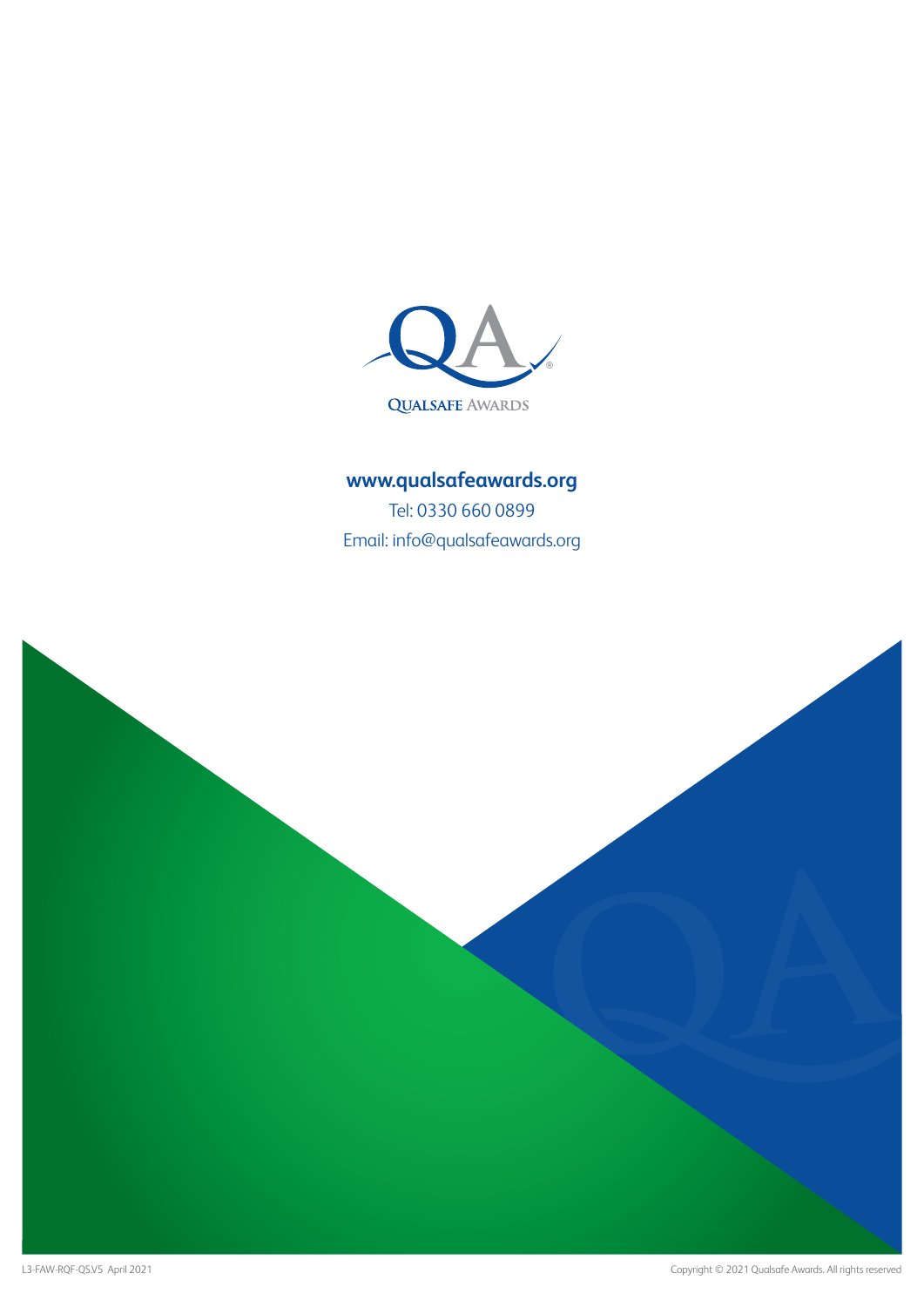QUALSAFE AWARDS

**www.qualsafeawards.org**

Tel: 0330 660 0899

Email: info@qualsafeawards.org

L3-FAW-RQF-QS.V5 April 2021

Copyright © 2021 Qualsafe Awards. All rights reserved